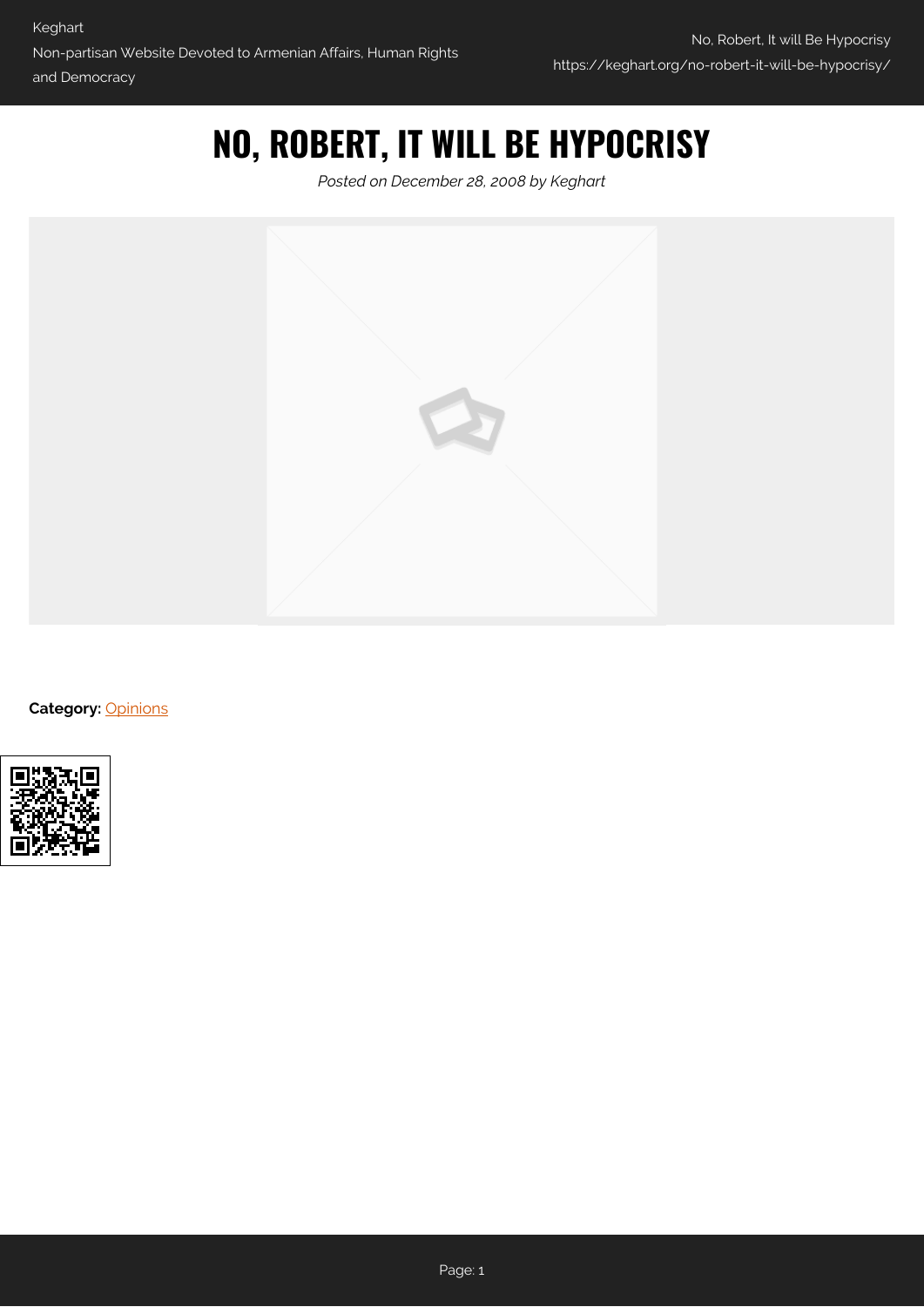# NO, ROBERT, IT WILL BE HYPOCRISY

*Posted on December 28, 2008 by Keghart*

**Category:** Opinions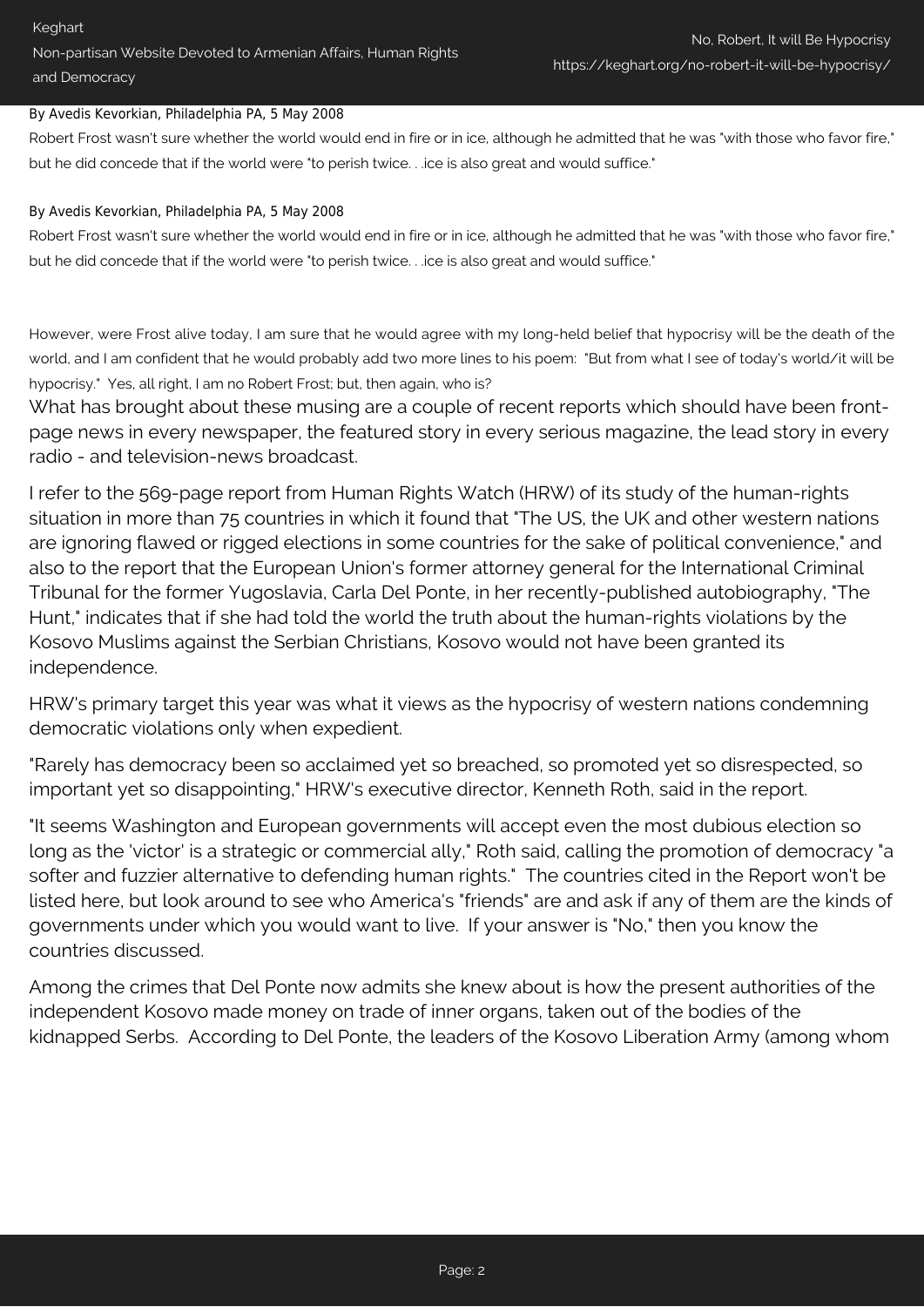By Avedis Kevorkian, Philadelphia PA, 5 May 2008

Robert Frost wasn't sure whether the world would end in fire or in ice, although he admitted that he was "with those who favor fire," but he did concede that if the world were "to perish twice. . .ice is also great and would suffice."

By Avedis Kevorkian, Philadelphia PA, 5 May 2008

Robert Frost wasn't sure whether the world would end in fire or in ice, although he admitted that he was "with those who favor fire," but he did concede that if the world were "to perish twice. . .ice is also great and would suffice."

However, were Frost alive today, I am sure that he would agree with my long-held belief that hypocrisy will be the death of the world, and I am confident that he would probably add two more lines to his poem: "But from what I see of today's world/it will be hypocrisy." Yes, all right, I am no Robert Frost; but, then again, who is?

What has brought about these musing are a couple of recent reports which should have been front-page news in every newspaper, the featured story in every serious magazine, the lead story in every radio - and television-news broadcast.

I refer to the 569-page report from Human Rights Watch (HRW) of its study of the human-rights situation in more than 75 countries in which it found that "The US, the UK and other western nations are ignoring flawed or rigged elections in some countries for the sake of political convenience," and also to the report that the European Union's former attorney general for the International Criminal Tribunal for the former Yugoslavia, Carla Del Ponte, in her recently-published autobiography, "The Hunt," indicates that if she had told the world the truth about the human-rights violations by the Kosovo Muslims against the Serbian Christians, Kosovo would not have been granted its independence.

HRW's primary target this year was what it views as the hypocrisy of western nations condemning democratic violations only when expedient.

"Rarely has democracy been so acclaimed yet so breached, so promoted yet so disrespected, so important yet so disappointing," HRW's executive director, Kenneth Roth, said in the report.

"It seems Washington and European governments will accept even the most dubious election so long as the 'victor' is a strategic or commercial ally," Roth said, calling the promotion of democracy "a softer and fuzzier alternative to defending human rights." The countries cited in the Report won't be listed here, but look around to see who America's "friends" are and ask if any of them are the kinds of governments under which you would want to live. If your answer is "No," then you know the countries discussed.

Among the crimes that Del Ponte now admits she knew about is how the present authorities of the independent Kosovo made money on trade of inner organs, taken out of the bodies of the kidnapped Serbs. According to Del Ponte, the leaders of the Kosovo Liberation Army (among whom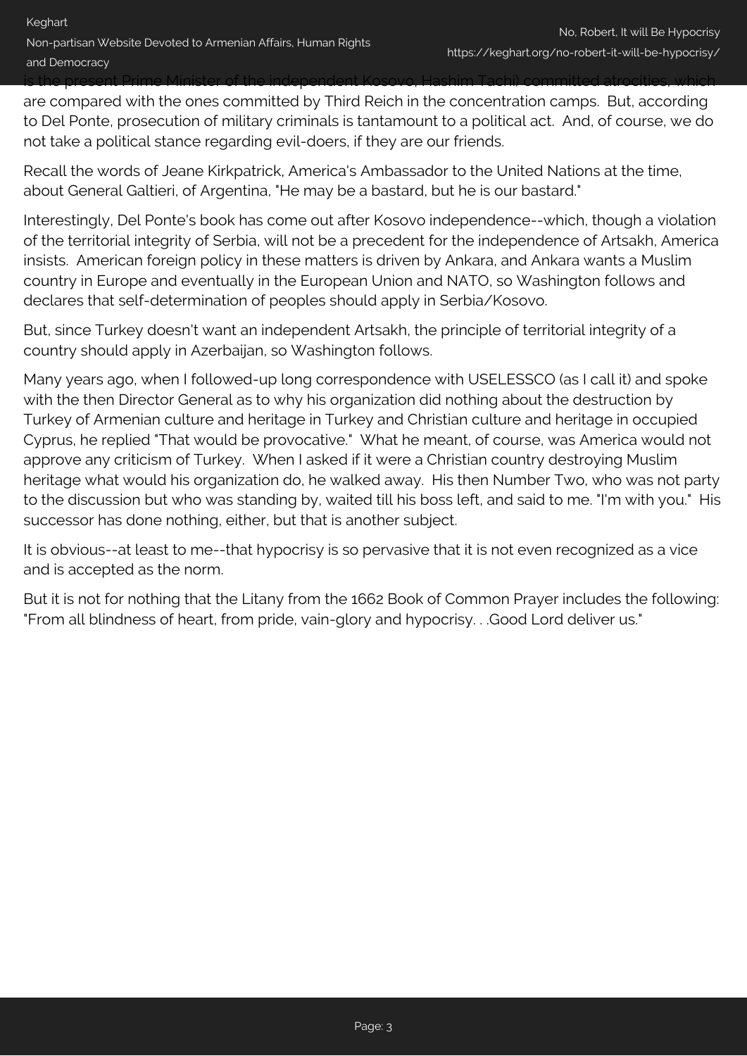is the present Prime Minister of the independent Kosovo, Hashim Tachi) committed atrocities, which are compared with the ones committed by Third Reich in the concentration camps. But, according to Del Ponte, prosecution of military criminals is tantamount to a political act. And, of course, we do not take a political stance regarding evil-doers, if they are our friends.

Recall the words of Jeane Kirkpatrick, America's Ambassador to the United Nations at the time, about General Galtieri, of Argentina, "He may be a bastard, but he is our bastard."

Interestingly, Del Ponte's book has come out after Kosovo independence--which, though a violation of the territorial integrity of Serbia, will not be a precedent for the independence of Artsakh, America insists. American foreign policy in these matters is driven by Ankara, and Ankara wants a Muslim country in Europe and eventually in the European Union and NATO, so Washington follows and declares that self-determination of peoples should apply in Serbia/Kosovo.

But, since Turkey doesn't want an independent Artsakh, the principle of territorial integrity of a country should apply in Azerbaijan, so Washington follows.

Many years ago, when I followed-up long correspondence with USELESSCO (as I call it) and spoke with the then Director General as to why his organization did nothing about the destruction by Turkey of Armenian culture and heritage in Turkey and Christian culture and heritage in occupied Cyprus, he replied "That would be provocative." What he meant, of course, was America would not approve any criticism of Turkey. When I asked if it were a Christian country destroying Muslim heritage what would his organization do, he walked away. His then Number Two, who was not party to the discussion but who was standing by, waited till his boss left, and said to me. "I'm with you." His successor has done nothing, either, but that is another subject.

It is obvious--at least to me--that hypocrisy is so pervasive that it is not even recognized as a vice and is accepted as the norm.

But it is not for nothing that the Litany from the 1662 Book of Common Prayer includes the following: "From all blindness of heart, from pride, vain-glory and hypocrisy. . .Good Lord deliver us."